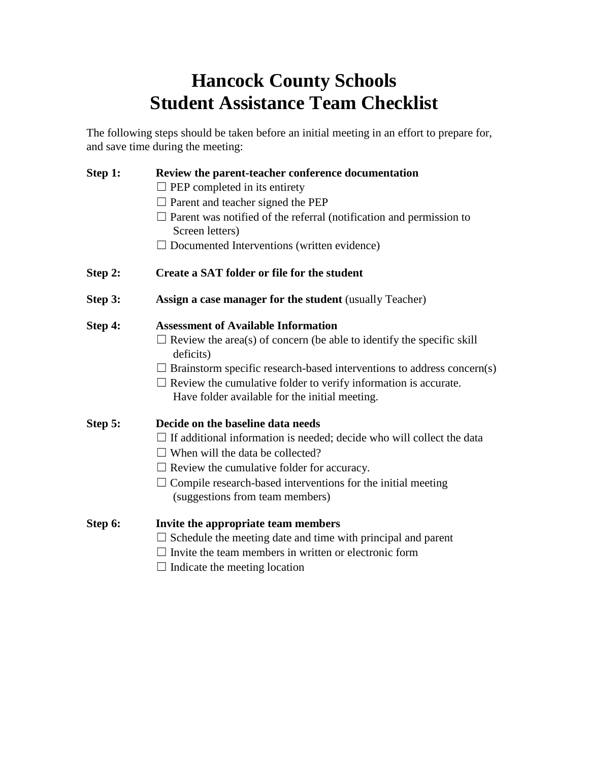# Hancock County Schools
# Student Assistance Team Checklist

The following steps should be taken before an initial meeting in an effort to prepare for, and save time during the meeting:

**Step 1:** **Review the parent-teacher conference documentation**

- ☐ PEP completed in its entirety
- ☐ Parent and teacher signed the PEP
- ☐ Parent was notified of the referral (notification and permission to Screen letters)
- ☐ Documented Interventions (written evidence)

**Step 2:** **Create a SAT folder or file for the student**

**Step 3:** **Assign a case manager for the student** (usually Teacher)

**Step 4:** **Assessment of Available Information**

- ☐ Review the area(s) of concern (be able to identify the specific skill deficits)
- ☐ Brainstorm specific research-based interventions to address concern(s)
- ☐ Review the cumulative folder to verify information is accurate. Have folder available for the initial meeting.

**Step 5:** **Decide on the baseline data needs**

- ☐ If additional information is needed; decide who will collect the data
- ☐ When will the data be collected?
- ☐ Review the cumulative folder for accuracy.
- ☐ Compile research-based interventions for the initial meeting (suggestions from team members)

**Step 6:** **Invite the appropriate team members**

- ☐ Schedule the meeting date and time with principal and parent
- ☐ Invite the team members in written or electronic form
- ☐ Indicate the meeting location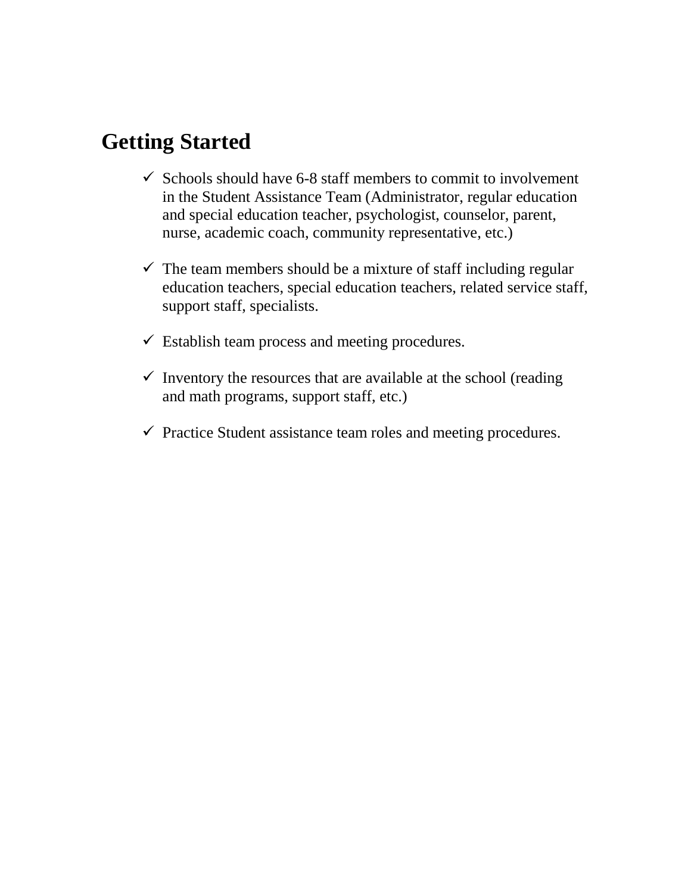## Getting Started

- ✓ Schools should have 6-8 staff members to commit to involvement in the Student Assistance Team (Administrator, regular education and special education teacher, psychologist, counselor, parent, nurse, academic coach, community representative, etc.)

- ✓ The team members should be a mixture of staff including regular education teachers, special education teachers, related service staff, support staff, specialists.

- ✓ Establish team process and meeting procedures.

- ✓ Inventory the resources that are available at the school (reading and math programs, support staff, etc.)

- ✓ Practice Student assistance team roles and meeting procedures.